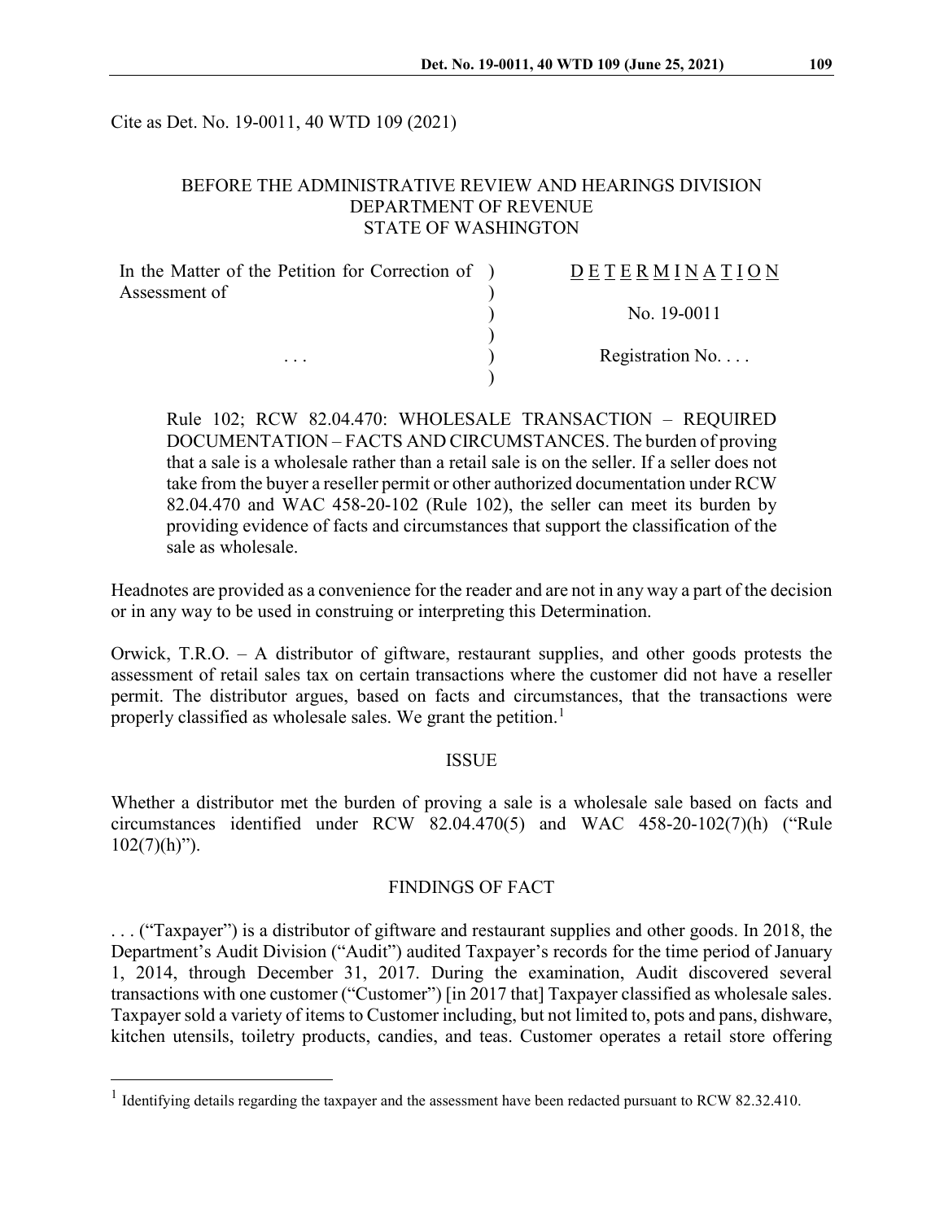Cite as Det. No. 19-0011, 40 WTD 109 (2021)

BEFORE THE ADMINISTRATIVE REVIEW AND HEARINGS DIVISION
DEPARTMENT OF REVENUE
STATE OF WASHINGTON

| | |
|---|---|
| In the Matter of the Petition for Correction of Assessment of | D E T E R M I N A T I O N |
| | No. 19-0011 |
| . . . | Registration No. . . . |

Rule 102; RCW 82.04.470: WHOLESALE TRANSACTION – REQUIRED DOCUMENTATION – FACTS AND CIRCUMSTANCES. The burden of proving that a sale is a wholesale rather than a retail sale is on the seller. If a seller does not take from the buyer a reseller permit or other authorized documentation under RCW 82.04.470 and WAC 458-20-102 (Rule 102), the seller can meet its burden by providing evidence of facts and circumstances that support the classification of the sale as wholesale.

Headnotes are provided as a convenience for the reader and are not in any way a part of the decision or in any way to be used in construing or interpreting this Determination.

Orwick, T.R.O. – A distributor of giftware, restaurant supplies, and other goods protests the assessment of retail sales tax on certain transactions where the customer did not have a reseller permit. The distributor argues, based on facts and circumstances, that the transactions were properly classified as wholesale sales. We grant the petition.[1]

## ISSUE

Whether a distributor met the burden of proving a sale is a wholesale sale based on facts and circumstances identified under RCW 82.04.470(5) and WAC 458-20-102(7)(h) ("Rule 102(7)(h)").

## FINDINGS OF FACT

. . . ("Taxpayer") is a distributor of giftware and restaurant supplies and other goods. In 2018, the Department's Audit Division ("Audit") audited Taxpayer's records for the time period of January 1, 2014, through December 31, 2017. During the examination, Audit discovered several transactions with one customer ("Customer") [in 2017 that] Taxpayer classified as wholesale sales. Taxpayer sold a variety of items to Customer including, but not limited to, pots and pans, dishware, kitchen utensils, toiletry products, candies, and teas. Customer operates a retail store offering

[1] Identifying details regarding the taxpayer and the assessment have been redacted pursuant to RCW 82.32.410.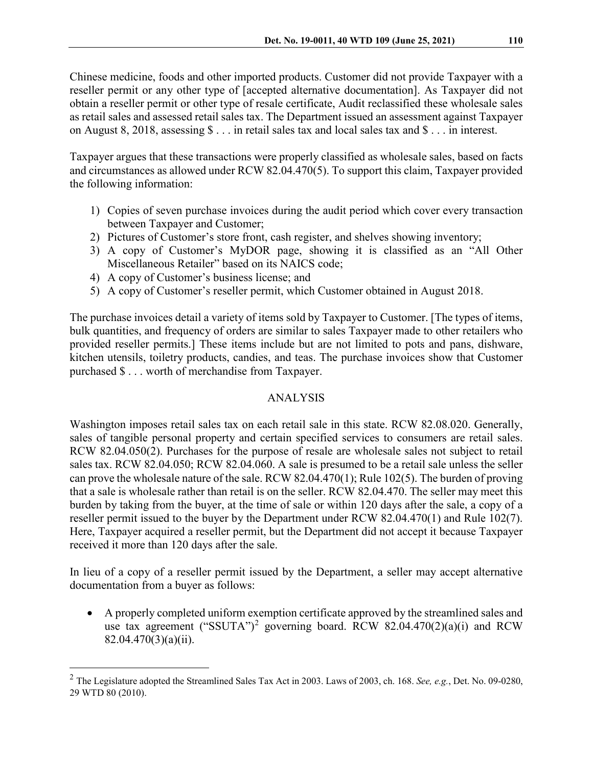Chinese medicine, foods and other imported products. Customer did not provide Taxpayer with a reseller permit or any other type of [accepted alternative documentation]. As Taxpayer did not obtain a reseller permit or other type of resale certificate, Audit reclassified these wholesale sales as retail sales and assessed retail sales tax. The Department issued an assessment against Taxpayer on August 8, 2018, assessing $ . . . in retail sales tax and local sales tax and $ . . . in interest.

Taxpayer argues that these transactions were properly classified as wholesale sales, based on facts and circumstances as allowed under RCW 82.04.470(5). To support this claim, Taxpayer provided the following information:

1) Copies of seven purchase invoices during the audit period which cover every transaction between Taxpayer and Customer;
2) Pictures of Customer's store front, cash register, and shelves showing inventory;
3) A copy of Customer's MyDOR page, showing it is classified as an "All Other Miscellaneous Retailer" based on its NAICS code;
4) A copy of Customer's business license; and
5) A copy of Customer's reseller permit, which Customer obtained in August 2018.

The purchase invoices detail a variety of items sold by Taxpayer to Customer. [The types of items, bulk quantities, and frequency of orders are similar to sales Taxpayer made to other retailers who provided reseller permits.] These items include but are not limited to pots and pans, dishware, kitchen utensils, toiletry products, candies, and teas. The purchase invoices show that Customer purchased $ . . . worth of merchandise from Taxpayer.

## ANALYSIS

Washington imposes retail sales tax on each retail sale in this state. RCW 82.08.020. Generally, sales of tangible personal property and certain specified services to consumers are retail sales. RCW 82.04.050(2). Purchases for the purpose of resale are wholesale sales not subject to retail sales tax. RCW 82.04.050; RCW 82.04.060. A sale is presumed to be a retail sale unless the seller can prove the wholesale nature of the sale. RCW 82.04.470(1); Rule 102(5). The burden of proving that a sale is wholesale rather than retail is on the seller. RCW 82.04.470. The seller may meet this burden by taking from the buyer, at the time of sale or within 120 days after the sale, a copy of a reseller permit issued to the buyer by the Department under RCW 82.04.470(1) and Rule 102(7). Here, Taxpayer acquired a reseller permit, but the Department did not accept it because Taxpayer received it more than 120 days after the sale.

In lieu of a copy of a reseller permit issued by the Department, a seller may accept alternative documentation from a buyer as follows:

- A properly completed uniform exemption certificate approved by the streamlined sales and use tax agreement ("SSUTA")[2] governing board. RCW 82.04.470(2)(a)(i) and RCW 82.04.470(3)(a)(ii).

[2] The Legislature adopted the Streamlined Sales Tax Act in 2003. Laws of 2003, ch. 168. *See, e.g.*, Det. No. 09-0280, 29 WTD 80 (2010).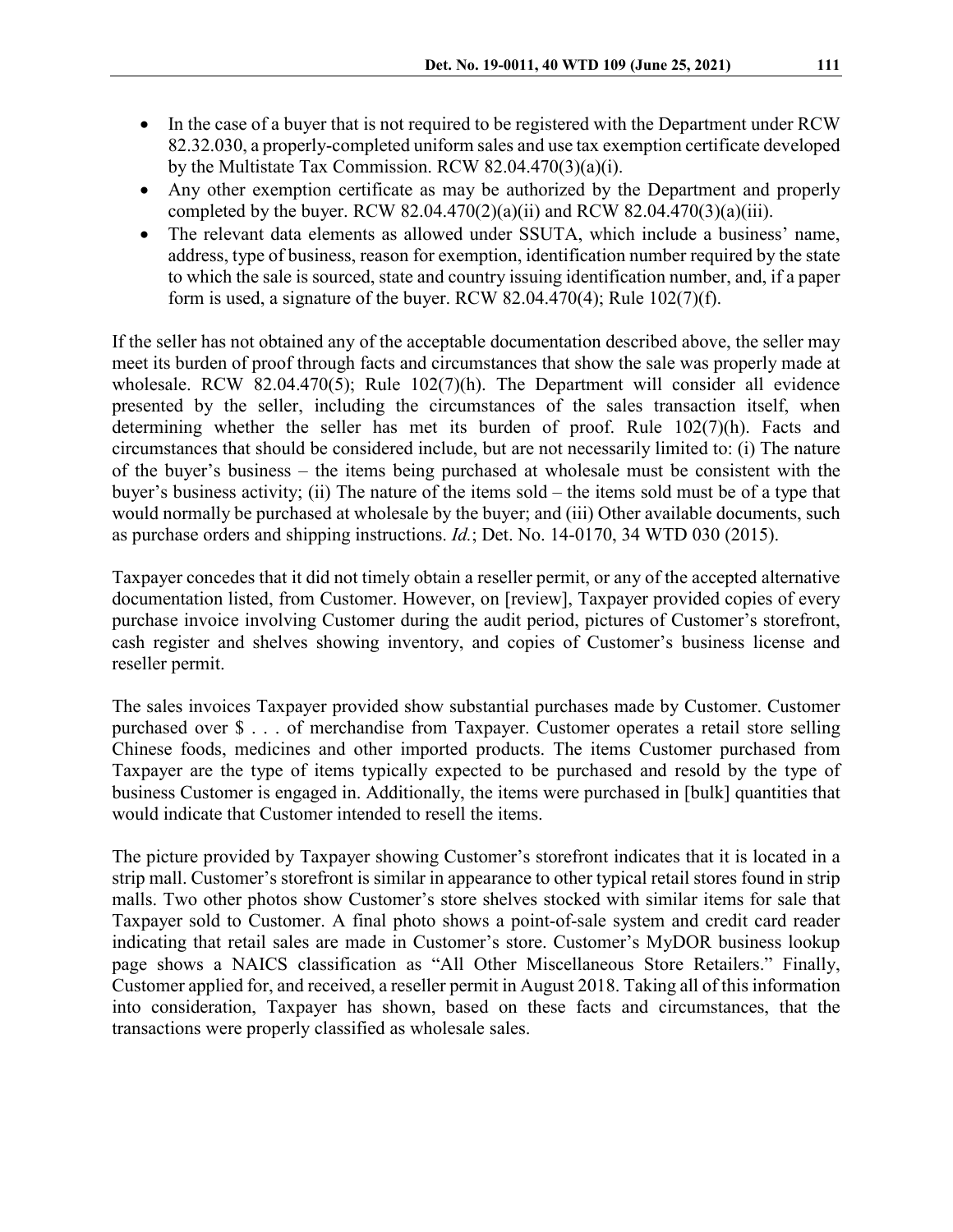- In the case of a buyer that is not required to be registered with the Department under RCW 82.32.030, a properly-completed uniform sales and use tax exemption certificate developed by the Multistate Tax Commission. RCW 82.04.470(3)(a)(i).
- Any other exemption certificate as may be authorized by the Department and properly completed by the buyer. RCW 82.04.470(2)(a)(ii) and RCW 82.04.470(3)(a)(iii).
- The relevant data elements as allowed under SSUTA, which include a business' name, address, type of business, reason for exemption, identification number required by the state to which the sale is sourced, state and country issuing identification number, and, if a paper form is used, a signature of the buyer. RCW 82.04.470(4); Rule 102(7)(f).

If the seller has not obtained any of the acceptable documentation described above, the seller may meet its burden of proof through facts and circumstances that show the sale was properly made at wholesale. RCW 82.04.470(5); Rule 102(7)(h). The Department will consider all evidence presented by the seller, including the circumstances of the sales transaction itself, when determining whether the seller has met its burden of proof. Rule 102(7)(h). Facts and circumstances that should be considered include, but are not necessarily limited to: (i) The nature of the buyer's business – the items being purchased at wholesale must be consistent with the buyer's business activity; (ii) The nature of the items sold – the items sold must be of a type that would normally be purchased at wholesale by the buyer; and (iii) Other available documents, such as purchase orders and shipping instructions. *Id.*; Det. No. 14-0170, 34 WTD 030 (2015).

Taxpayer concedes that it did not timely obtain a reseller permit, or any of the accepted alternative documentation listed, from Customer. However, on [review], Taxpayer provided copies of every purchase invoice involving Customer during the audit period, pictures of Customer's storefront, cash register and shelves showing inventory, and copies of Customer's business license and reseller permit.

The sales invoices Taxpayer provided show substantial purchases made by Customer. Customer purchased over $ . . . of merchandise from Taxpayer. Customer operates a retail store selling Chinese foods, medicines and other imported products. The items Customer purchased from Taxpayer are the type of items typically expected to be purchased and resold by the type of business Customer is engaged in. Additionally, the items were purchased in [bulk] quantities that would indicate that Customer intended to resell the items.

The picture provided by Taxpayer showing Customer's storefront indicates that it is located in a strip mall. Customer's storefront is similar in appearance to other typical retail stores found in strip malls. Two other photos show Customer's store shelves stocked with similar items for sale that Taxpayer sold to Customer. A final photo shows a point-of-sale system and credit card reader indicating that retail sales are made in Customer's store. Customer's MyDOR business lookup page shows a NAICS classification as "All Other Miscellaneous Store Retailers." Finally, Customer applied for, and received, a reseller permit in August 2018. Taking all of this information into consideration, Taxpayer has shown, based on these facts and circumstances, that the transactions were properly classified as wholesale sales.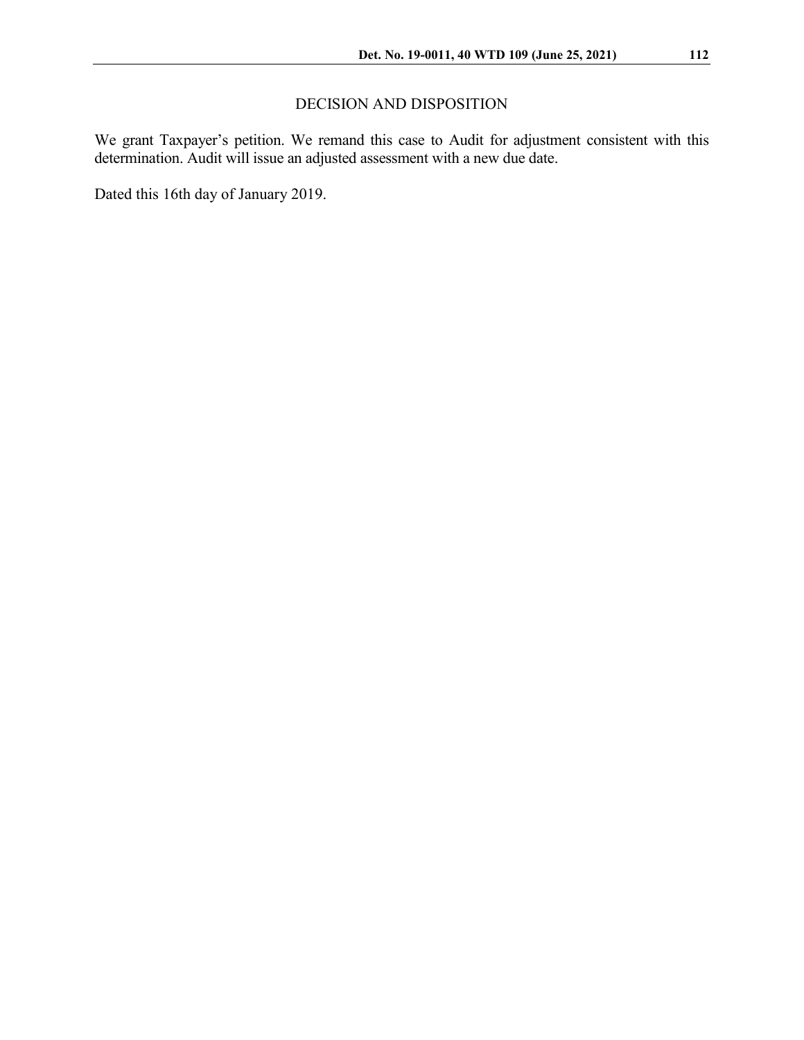## DECISION AND DISPOSITION

We grant Taxpayer's petition. We remand this case to Audit for adjustment consistent with this determination. Audit will issue an adjusted assessment with a new due date.

Dated this 16th day of January 2019.